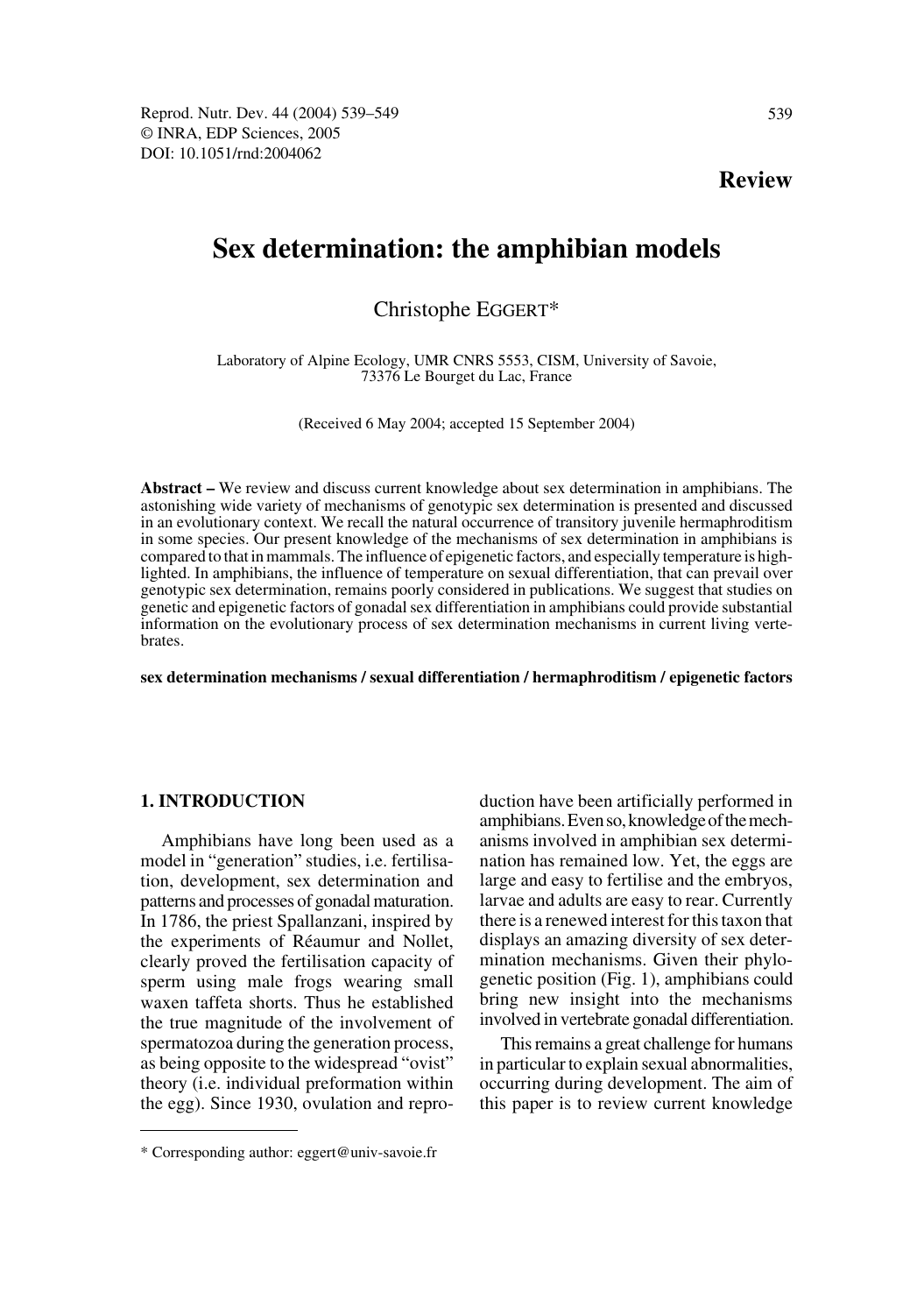**Review**

# Sex determination: the amphibian models

Christophe EGGERT*

Laboratory of Alpine Ecology, UMR CNRS 5553, CISM, University of Savoie, 73376 Le Bourget du Lac, France

(Received 6 May 2004; accepted 15 September 2004)

**Abstract –** We review and discuss current knowledge about sex determination in amphibians. The astonishing wide variety of mechanisms of genotypic sex determination is presented and discussed in an evolutionary context. We recall the natural occurrence of transitory juvenile hermaphroditism in some species. Our present knowledge of the mechanisms of sex determination in amphibians is compared to that in mammals. The influence of epigenetic factors, and especially temperature is highlighted. In amphibians, the influence of temperature on sexual differentiation, that can prevail over genotypic sex determination, remains poorly considered in publications. We suggest that studies on genetic and epigenetic factors of gonadal sex differentiation in amphibians could provide substantial information on the evolutionary process of sex determination mechanisms in current living vertebrates.

**sex determination mechanisms / sexual differentiation / hermaphroditism / epigenetic factors**

## 1. INTRODUCTION

Amphibians have long been used as a model in "generation" studies, i.e. fertilisation, development, sex determination and patterns and processes of gonadal maturation. In 1786, the priest Spallanzani, inspired by the experiments of Réaumur and Nollet, clearly proved the fertilisation capacity of sperm using male frogs wearing small waxen taffeta shorts. Thus he established the true magnitude of the involvement of spermatozoa during the generation process, as being opposite to the widespread "ovist" theory (i.e. individual preformation within the egg). Since 1930, ovulation and reproduction have been artificially performed in amphibians. Even so, knowledge of the mechanisms involved in amphibian sex determination has remained low. Yet, the eggs are large and easy to fertilise and the embryos, larvae and adults are easy to rear. Currently there is a renewed interest for this taxon that displays an amazing diversity of sex determination mechanisms. Given their phylogenetic position (Fig. 1), amphibians could bring new insight into the mechanisms involved in vertebrate gonadal differentiation.

This remains a great challenge for humans in particular to explain sexual abnormalities, occurring during development. The aim of this paper is to review current knowledge

* Corresponding author: eggert@univ-savoie.fr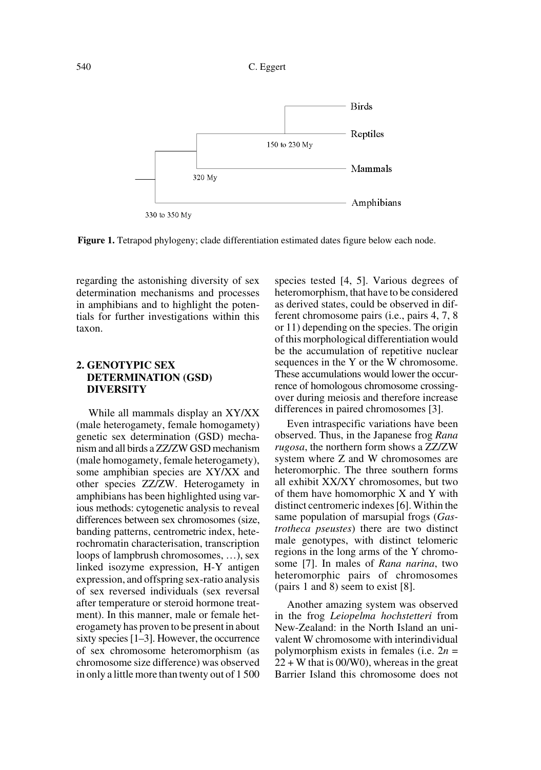Figure 1. Tetrapod phylogeny; clade differentiation estimated dates figure below each node.

regarding the astonishing diversity of sex determination mechanisms and processes in amphibians and to highlight the potentials for further investigations within this taxon.

## 2. GENOTYPIC SEX DETERMINATION (GSD) DIVERSITY

While all mammals display an XY/XX (male heterogamety, female homogamety) genetic sex determination (GSD) mechanism and all birds a ZZ/ZW GSD mechanism (male homogamety, female heterogamety), some amphibian species are XY/XX and other species ZZ/ZW. Heterogamety in amphibians has been highlighted using various methods: cytogenetic analysis to reveal differences between sex chromosomes (size, banding patterns, centrometric index, heterochromatin characterisation, transcription loops of lampbrush chromosomes, …), sex linked isozyme expression, H-Y antigen expression, and offspring sex-ratio analysis of sex reversed individuals (sex reversal after temperature or steroid hormone treatment). In this manner, male or female heterogamety has proven to be present in about sixty species [1–3]. However, the occurrence of sex chromosome heteromorphism (as chromosome size difference) was observed in only a little more than twenty out of 1 500 species tested [4, 5]. Various degrees of heteromorphism, that have to be considered as derived states, could be observed in different chromosome pairs (i.e., pairs 4, 7, 8 or 11) depending on the species. The origin of this morphological differentiation would be the accumulation of repetitive nuclear sequences in the Y or the W chromosome. These accumulations would lower the occurrence of homologous chromosome crossing-over during meiosis and therefore increase differences in paired chromosomes [3].

Even intraspecific variations have been observed. Thus, in the Japanese frog *Rana rugosa*, the northern form shows a ZZ/ZW system where Z and W chromosomes are heteromorphic. The three southern forms all exhibit XX/XY chromosomes, but two of them have homomorphic X and Y with distinct centromeric indexes [6]. Within the same population of marsupial frogs (*Gastrotheca pseustes*) there are two distinct male genotypes, with distinct telomeric regions in the long arms of the Y chromosome [7]. In males of *Rana narina*, two heteromorphic pairs of chromosomes (pairs 1 and 8) seem to exist [8].

Another amazing system was observed in the frog *Leiopelma hochstetteri* from New-Zealand: in the North Island an univalent W chromosome with interindividual polymorphism exists in females (i.e. $2n = 22 + W$ that is 00/W0), whereas in the great Barrier Island this chromosome does not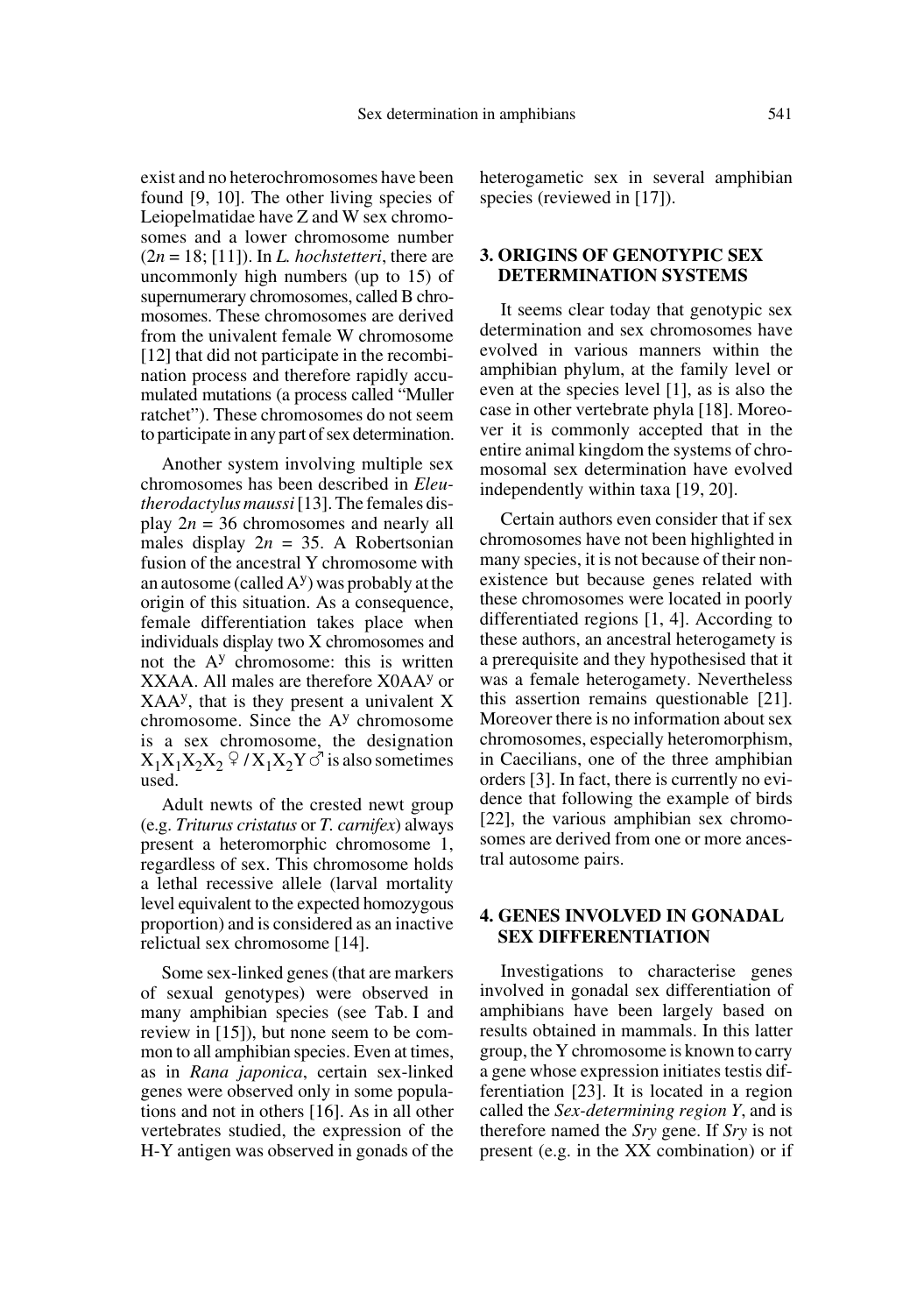exist and no heterochromosomes have been found [9, 10]. The other living species of Leiopelmatidae have Z and W sex chromosomes and a lower chromosome number ($2n = 18$; [11]). In *L. hochstetteri*, there are uncommonly high numbers (up to 15) of supernumerary chromosomes, called B chromosomes. These chromosomes are derived from the univalent female W chromosome [12] that did not participate in the recombination process and therefore rapidly accumulated mutations (a process called "Muller ratchet"). These chromosomes do not seem to participate in any part of sex determination.

Another system involving multiple sex chromosomes has been described in *Eleutherodactylus maussi* [13]. The females display $2n = 36$ chromosomes and nearly all males display $2n = 35$. A Robertsonian fusion of the ancestral Y chromosome with an autosome (called $A^y$) was probably at the origin of this situation. As a consequence, female differentiation takes place when individuals display two X chromosomes and not the $A^y$ chromosome: this is written XXAA. All males are therefore $X0AA^y$ or $XAA^y$, that is they present a univalent X chromosome. Since the $A^y$ chromosome is a sex chromosome, the designation $X_1X_1X_2X_2$ ♀ / $X_1X_2Y$ ♂ is also sometimes used.

Adult newts of the crested newt group (e.g. *Triturus cristatus* or *T. carnifex*) always present a heteromorphic chromosome 1, regardless of sex. This chromosome holds a lethal recessive allele (larval mortality level equivalent to the expected homozygous proportion) and is considered as an inactive relictual sex chromosome [14].

Some sex-linked genes (that are markers of sexual genotypes) were observed in many amphibian species (see Tab. I and review in [15]), but none seem to be common to all amphibian species. Even at times, as in *Rana japonica*, certain sex-linked genes were observed only in some populations and not in others [16]. As in all other vertebrates studied, the expression of the H-Y antigen was observed in gonads of the heterogametic sex in several amphibian species (reviewed in [17]).

## 3. ORIGINS OF GENOTYPIC SEX DETERMINATION SYSTEMS

It seems clear today that genotypic sex determination and sex chromosomes have evolved in various manners within the amphibian phylum, at the family level or even at the species level [1], as is also the case in other vertebrate phyla [18]. Moreover it is commonly accepted that in the entire animal kingdom the systems of chromosomal sex determination have evolved independently within taxa [19, 20].

Certain authors even consider that if sex chromosomes have not been highlighted in many species, it is not because of their non-existence but because genes related with these chromosomes were located in poorly differentiated regions [1, 4]. According to these authors, an ancestral heterogamety is a prerequisite and they hypothesised that it was a female heterogamety. Nevertheless this assertion remains questionable [21]. Moreover there is no information about sex chromosomes, especially heteromorphism, in Caecilians, one of the three amphibian orders [3]. In fact, there is currently no evidence that following the example of birds [22], the various amphibian sex chromosomes are derived from one or more ancestral autosome pairs.

## 4. GENES INVOLVED IN GONADAL SEX DIFFERENTIATION

Investigations to characterise genes involved in gonadal sex differentiation of amphibians have been largely based on results obtained in mammals. In this latter group, the Y chromosome is known to carry a gene whose expression initiates testis differentiation [23]. It is located in a region called the *Sex-determining region Y*, and is therefore named the *Sry* gene. If *Sry* is not present (e.g. in the XX combination) or if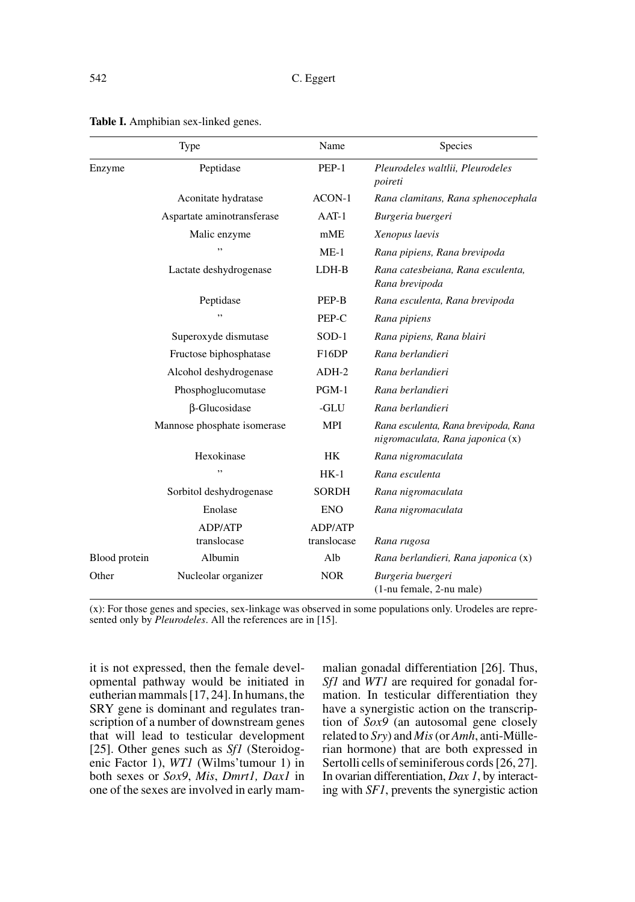**Table I.** Amphibian sex-linked genes.

| Type | | Name | Species |
|---|---|---|---|
| Enzyme | Peptidase | PEP-1 | *Pleurodeles waltlii, Pleurodeles poireti* |
| | Aconitate hydratase | ACON-1 | *Rana clamitans, Rana sphenocephala* |
| | Aspartate aminotransferase | AAT-1 | *Burgeria buergeri* |
| | Malic enzyme | mME | *Xenopus laevis* |
| | " | ME-1 | *Rana pipiens, Rana brevipoda* |
| | Lactate deshydrogenase | LDH-B | *Rana catesbeiana, Rana esculenta, Rana brevipoda* |
| | Peptidase | PEP-B | *Rana esculenta, Rana brevipoda* |
| | " | PEP-C | *Rana pipiens* |
| | Superoxyde dismutase | SOD-1 | *Rana pipiens, Rana blairi* |
| | Fructose biphosphatase | F16DP | *Rana berlandieri* |
| | Alcohol deshydrogenase | ADH-2 | *Rana berlandieri* |
| | Phosphoglucomutase | PGM-1 | *Rana berlandieri* |
| | β-Glucosidase | -GLU | *Rana berlandieri* |
| | Mannose phosphate isomerase | MPI | *Rana esculenta, Rana brevipoda, Rana nigromaculata, Rana japonica* (x) |
| | Hexokinase | HK | *Rana nigromaculata* |
| | " | HK-1 | *Rana esculenta* |
| | Sorbitol deshydrogenase | SORDH | *Rana nigromaculata* |
| | Enolase | ENO | *Rana nigromaculata* |
| | ADP/ATP translocase | ADP/ATP translocase | *Rana rugosa* |
| Blood protein | Albumin | Alb | *Rana berlandieri, Rana japonica* (x) |
| Other | Nucleolar organizer | NOR | *Burgeria buergeri* (1-nu female, 2-nu male) |

(x): For those genes and species, sex-linkage was observed in some populations only. Urodeles are represented only by *Pleurodeles*. All the references are in [15].

it is not expressed, then the female developmental pathway would be initiated in eutherian mammals [17, 24]. In humans, the SRY gene is dominant and regulates transcription of a number of downstream genes that will lead to testicular development [25]. Other genes such as *Sf1* (Steroidogenic Factor 1), *WT1* (Wilms'tumour 1) in both sexes or *Sox9*, *Mis*, *Dmrt1, Dax1* in one of the sexes are involved in early mammalian gonadal differentiation [26]. Thus, *Sf1* and *WT1* are required for gonadal formation. In testicular differentiation they have a synergistic action on the transcription of *Sox9* (an autosomal gene closely related to *Sry*) and *Mis* (or *Amh*, anti-Müllerian hormone) that are both expressed in Sertoli cells of seminiferous cords [26, 27]. In ovarian differentiation, *Dax 1*, by interacting with *SF1*, prevents the synergistic action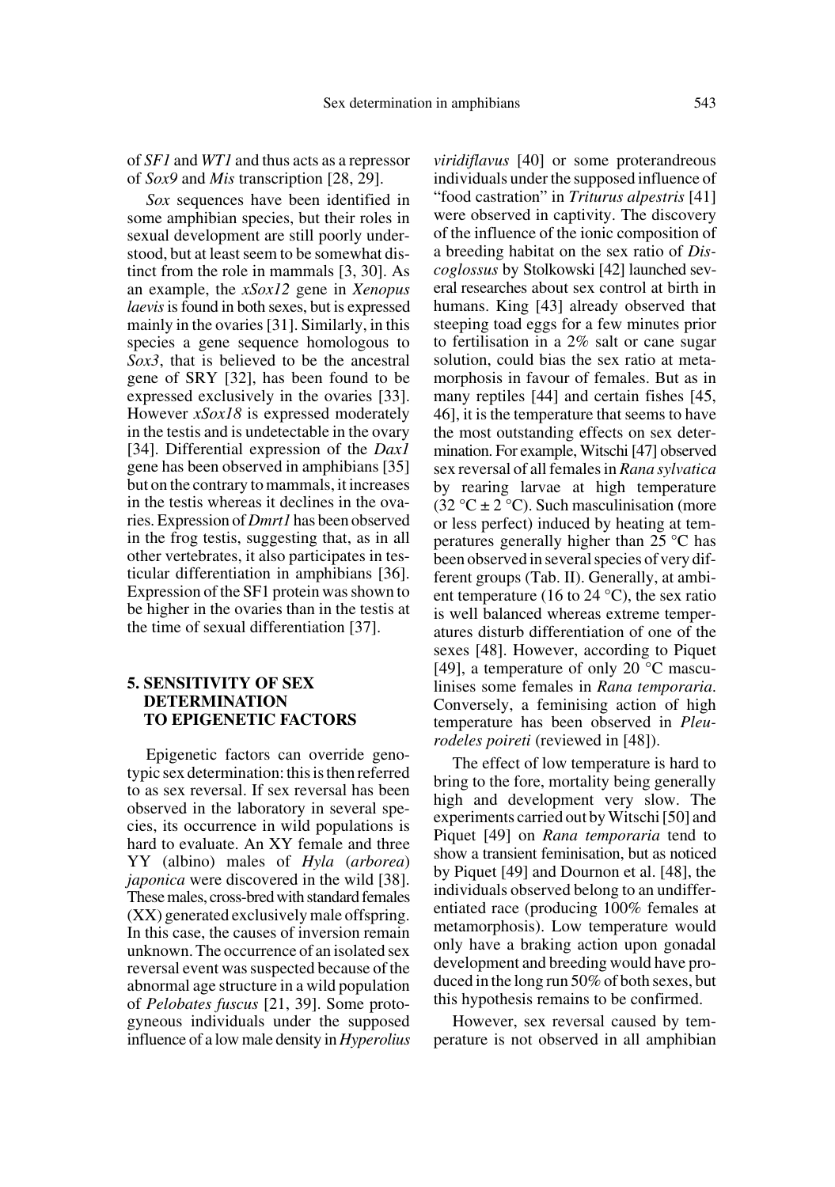of *SF1* and *WT1* and thus acts as a repressor of *Sox9* and *Mis* transcription [28, 29].

*Sox* sequences have been identified in some amphibian species, but their roles in sexual development are still poorly understood, but at least seem to be somewhat distinct from the role in mammals [3, 30]. As an example, the *xSox12* gene in *Xenopus laevis* is found in both sexes, but is expressed mainly in the ovaries [31]. Similarly, in this species a gene sequence homologous to *Sox3*, that is believed to be the ancestral gene of SRY [32], has been found to be expressed exclusively in the ovaries [33]. However *xSox18* is expressed moderately in the testis and is undetectable in the ovary [34]. Differential expression of the *Dax1* gene has been observed in amphibians [35] but on the contrary to mammals, it increases in the testis whereas it declines in the ovaries. Expression of *Dmrt1* has been observed in the frog testis, suggesting that, as in all other vertebrates, it also participates in testicular differentiation in amphibians [36]. Expression of the SF1 protein was shown to be higher in the ovaries than in the testis at the time of sexual differentiation [37].

## 5. SENSITIVITY OF SEX DETERMINATION TO EPIGENETIC FACTORS

Epigenetic factors can override genotypic sex determination: this is then referred to as sex reversal. If sex reversal has been observed in the laboratory in several species, its occurrence in wild populations is hard to evaluate. An XY female and three YY (albino) males of *Hyla* (*arborea*) *japonica* were discovered in the wild [38]. These males, cross-bred with standard females (XX) generated exclusively male offspring. In this case, the causes of inversion remain unknown. The occurrence of an isolated sex reversal event was suspected because of the abnormal age structure in a wild population of *Pelobates fuscus* [21, 39]. Some protogyneous individuals under the supposed influence of a low male density in *Hyperolius viridiflavus* [40] or some proterandreous individuals under the supposed influence of "food castration" in *Triturus alpestris* [41] were observed in captivity. The discovery of the influence of the ionic composition of a breeding habitat on the sex ratio of *Discoglossus* by Stolkowski [42] launched several researches about sex control at birth in humans. King [43] already observed that steeping toad eggs for a few minutes prior to fertilisation in a 2% salt or cane sugar solution, could bias the sex ratio at metamorphosis in favour of females. But as in many reptiles [44] and certain fishes [45, 46], it is the temperature that seems to have the most outstanding effects on sex determination. For example, Witschi [47] observed sex reversal of all females in *Rana sylvatica* by rearing larvae at high temperature (32 °C ± 2 °C). Such masculinisation (more or less perfect) induced by heating at temperatures generally higher than 25 °C has been observed in several species of very different groups (Tab. II). Generally, at ambient temperature (16 to 24 °C), the sex ratio is well balanced whereas extreme temperatures disturb differentiation of one of the sexes [48]. However, according to Piquet [49], a temperature of only 20 °C masculinises some females in *Rana temporaria*. Conversely, a feminising action of high temperature has been observed in *Pleurodeles poireti* (reviewed in [48]).

The effect of low temperature is hard to bring to the fore, mortality being generally high and development very slow. The experiments carried out by Witschi [50] and Piquet [49] on *Rana temporaria* tend to show a transient feminisation, but as noticed by Piquet [49] and Dournon et al. [48], the individuals observed belong to an undifferentiated race (producing 100% females at metamorphosis). Low temperature would only have a braking action upon gonadal development and breeding would have produced in the long run 50% of both sexes, but this hypothesis remains to be confirmed.

However, sex reversal caused by temperature is not observed in all amphibian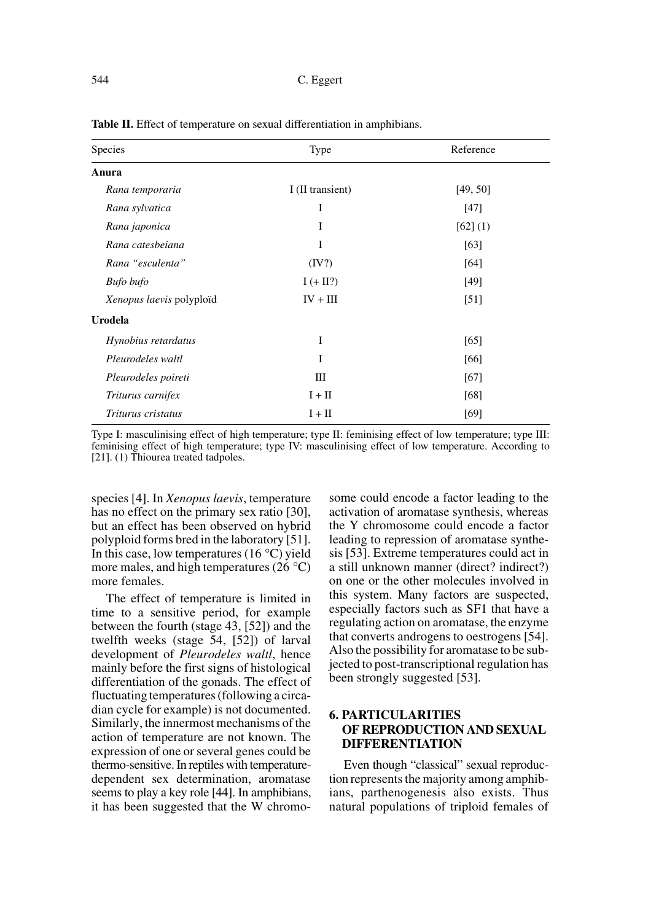**Table II.** Effect of temperature on sexual differentiation in amphibians.

| Species | Type | Reference |
|---|---|---|
| **Anura** | | |
| *Rana temporaria* | I (II transient) | [49, 50] |
| *Rana sylvatica* | I | [47] |
| *Rana japonica* | I | [62] (1) |
| *Rana catesbeiana* | I | [63] |
| *Rana "esculenta"* | (IV?) | [64] |
| *Bufo bufo* | I (+ II?) | [49] |
| *Xenopus laevis* polyploïd | IV + III | [51] |
| **Urodela** | | |
| *Hynobius retardatus* | I | [65] |
| *Pleurodeles waltl* | I | [66] |
| *Pleurodeles poireti* | III | [67] |
| *Triturus carnifex* | I + II | [68] |
| *Triturus cristatus* | I + II | [69] |

Type I: masculinising effect of high temperature; type II: feminising effect of low temperature; type III: feminising effect of high temperature; type IV: masculinising effect of low temperature. According to [21]. (1) Thiourea treated tadpoles.

species [4]. In *Xenopus laevis*, temperature has no effect on the primary sex ratio [30], but an effect has been observed on hybrid polyploid forms bred in the laboratory [51]. In this case, low temperatures (16 °C) yield more males, and high temperatures (26 °C) more females.

The effect of temperature is limited in time to a sensitive period, for example between the fourth (stage 43, [52]) and the twelfth weeks (stage 54, [52]) of larval development of *Pleurodeles waltl*, hence mainly before the first signs of histological differentiation of the gonads. The effect of fluctuating temperatures (following a circadian cycle for example) is not documented. Similarly, the innermost mechanisms of the action of temperature are not known. The expression of one or several genes could be thermo-sensitive. In reptiles with temperature-dependent sex determination, aromatase seems to play a key role [44]. In amphibians, it has been suggested that the W chromosome could encode a factor leading to the activation of aromatase synthesis, whereas the Y chromosome could encode a factor leading to repression of aromatase synthesis [53]. Extreme temperatures could act in a still unknown manner (direct? indirect?) on one or the other molecules involved in this system. Many factors are suspected, especially factors such as SF1 that have a regulating action on aromatase, the enzyme that converts androgens to oestrogens [54]. Also the possibility for aromatase to be subjected to post-transcriptional regulation has been strongly suggested [53].

## 6. PARTICULARITIES OF REPRODUCTION AND SEXUAL DIFFERENTIATION

Even though "classical" sexual reproduction represents the majority among amphibians, parthenogenesis also exists. Thus natural populations of triploid females of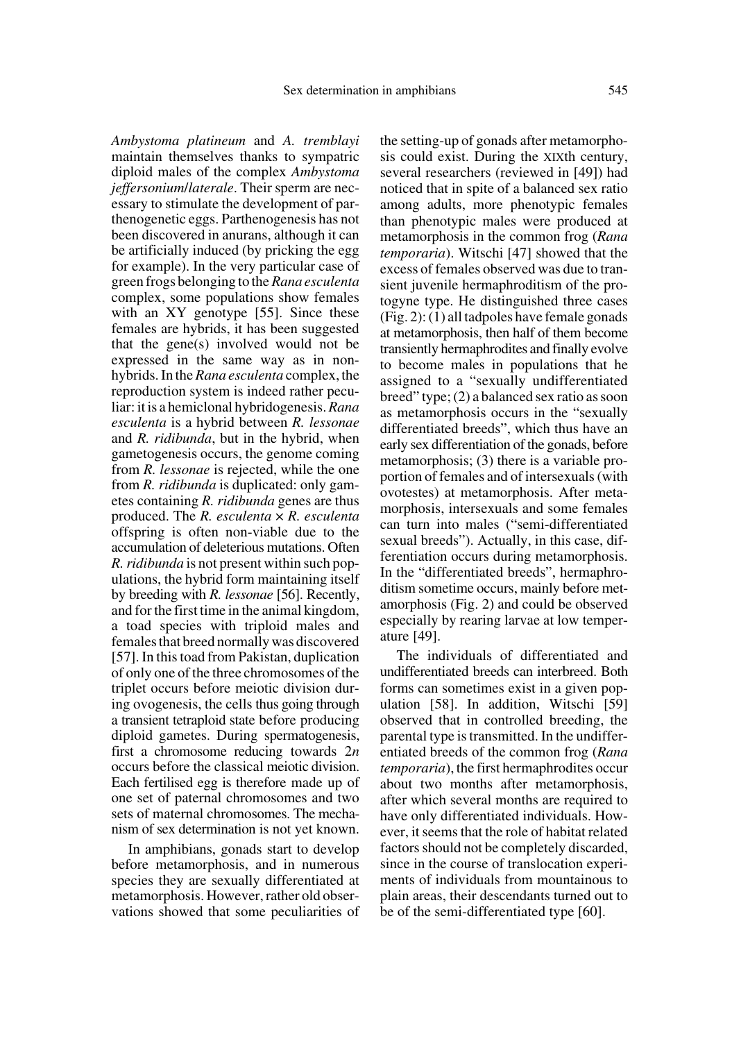*Ambystoma platineum* and *A. tremblayi* maintain themselves thanks to sympatric diploid males of the complex *Ambystoma jeffersonium*/*laterale*. Their sperm are necessary to stimulate the development of parthenogenetic eggs. Parthenogenesis has not been discovered in anurans, although it can be artificially induced (by pricking the egg for example). In the very particular case of green frogs belonging to the *Rana esculenta* complex, some populations show females with an XY genotype [55]. Since these females are hybrids, it has been suggested that the gene(s) involved would not be expressed in the same way as in non-hybrids. In the *Rana esculenta* complex, the reproduction system is indeed rather peculiar: it is a hemiclonal hybridogenesis. *Rana esculenta* is a hybrid between *R. lessonae* and *R. ridibunda*, but in the hybrid, when gametogenesis occurs, the genome coming from *R. lessonae* is rejected, while the one from *R. ridibunda* is duplicated: only gametes containing *R. ridibunda* genes are thus produced. The *R. esculenta* × *R. esculenta* offspring is often non-viable due to the accumulation of deleterious mutations. Often *R. ridibunda* is not present within such populations, the hybrid form maintaining itself by breeding with *R. lessonae* [56]. Recently, and for the first time in the animal kingdom, a toad species with triploid males and females that breed normally was discovered [57]. In this toad from Pakistan, duplication of only one of the three chromosomes of the triplet occurs before meiotic division during ovogenesis, the cells thus going through a transient tetraploid state before producing diploid gametes. During spermatogenesis, first a chromosome reducing towards $2n$ occurs before the classical meiotic division. Each fertilised egg is therefore made up of one set of paternal chromosomes and two sets of maternal chromosomes. The mechanism of sex determination is not yet known.

In amphibians, gonads start to develop before metamorphosis, and in numerous species they are sexually differentiated at metamorphosis. However, rather old observations showed that some peculiarities of the setting-up of gonads after metamorphosis could exist. During the XIXth century, several researchers (reviewed in [49]) had noticed that in spite of a balanced sex ratio among adults, more phenotypic females than phenotypic males were produced at metamorphosis in the common frog (*Rana temporaria*). Witschi [47] showed that the excess of females observed was due to transient juvenile hermaphroditism of the protogyne type. He distinguished three cases (Fig. 2): (1) all tadpoles have female gonads at metamorphosis, then half of them become transiently hermaphrodites and finally evolve to become males in populations that he assigned to a "sexually undifferentiated breed" type; (2) a balanced sex ratio as soon as metamorphosis occurs in the "sexually differentiated breeds", which thus have an early sex differentiation of the gonads, before metamorphosis; (3) there is a variable proportion of females and of intersexuals (with ovotestes) at metamorphosis. After metamorphosis, intersexuals and some females can turn into males ("semi-differentiated sexual breeds"). Actually, in this case, differentiation occurs during metamorphosis. In the "differentiated breeds", hermaphroditism sometime occurs, mainly before metamorphosis (Fig. 2) and could be observed especially by rearing larvae at low temperature [49].

The individuals of differentiated and undifferentiated breeds can interbreed. Both forms can sometimes exist in a given population [58]. In addition, Witschi [59] observed that in controlled breeding, the parental type is transmitted. In the undifferentiated breeds of the common frog (*Rana temporaria*), the first hermaphrodites occur about two months after metamorphosis, after which several months are required to have only differentiated individuals. However, it seems that the role of habitat related factors should not be completely discarded, since in the course of translocation experiments of individuals from mountainous to plain areas, their descendants turned out to be of the semi-differentiated type [60].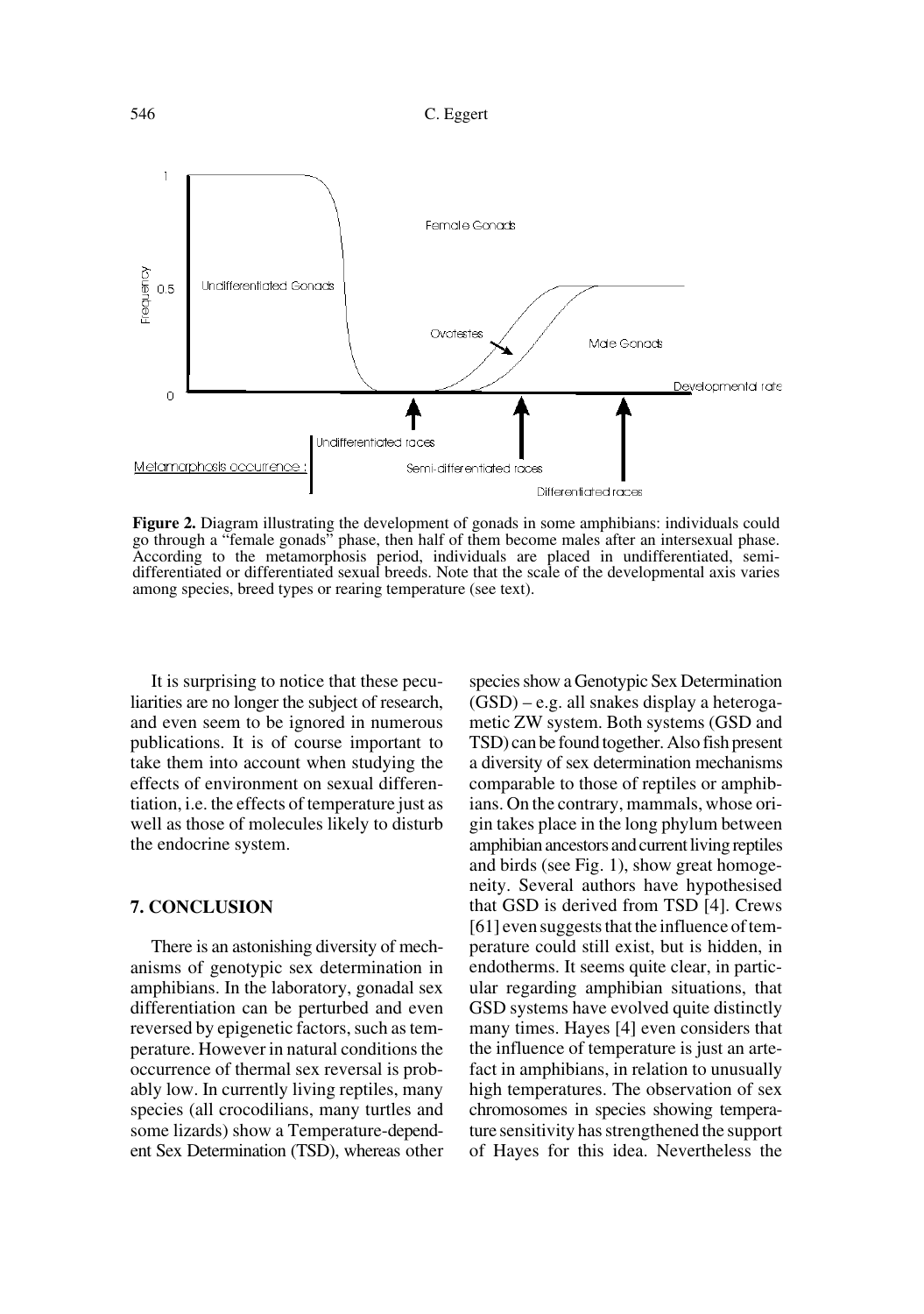**Figure 2.** Diagram illustrating the development of gonads in some amphibians: individuals could go through a "female gonads" phase, then half of them become males after an intersexual phase. According to the metamorphosis period, individuals are placed in undifferentiated, semi-differentiated or differentiated sexual breeds. Note that the scale of the developmental axis varies among species, breed types or rearing temperature (see text).

It is surprising to notice that these peculiarities are no longer the subject of research, and even seem to be ignored in numerous publications. It is of course important to take them into account when studying the effects of environment on sexual differentiation, i.e. the effects of temperature just as well as those of molecules likely to disturb the endocrine system.

## 7. CONCLUSION

There is an astonishing diversity of mechanisms of genotypic sex determination in amphibians. In the laboratory, gonadal sex differentiation can be perturbed and even reversed by epigenetic factors, such as temperature. However in natural conditions the occurrence of thermal sex reversal is probably low. In currently living reptiles, many species (all crocodilians, many turtles and some lizards) show a Temperature-dependent Sex Determination (TSD), whereas other species show a Genotypic Sex Determination (GSD) – e.g. all snakes display a heterogametic ZW system. Both systems (GSD and TSD) can be found together. Also fish present a diversity of sex determination mechanisms comparable to those of reptiles or amphibians. On the contrary, mammals, whose origin takes place in the long phylum between amphibian ancestors and current living reptiles and birds (see Fig. 1), show great homogeneity. Several authors have hypothesised that GSD is derived from TSD [4]. Crews [61] even suggests that the influence of temperature could still exist, but is hidden, in endotherms. It seems quite clear, in particular regarding amphibian situations, that GSD systems have evolved quite distinctly many times. Hayes [4] even considers that the influence of temperature is just an artefact in amphibians, in relation to unusually high temperatures. The observation of sex chromosomes in species showing temperature sensitivity has strengthened the support of Hayes for this idea. Nevertheless the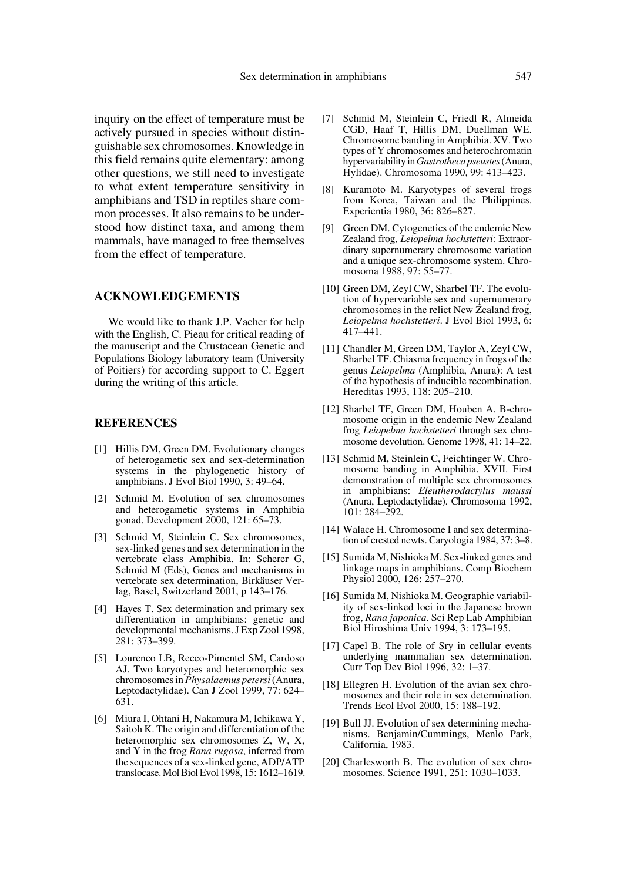inquiry on the effect of temperature must be actively pursued in species without distinguishable sex chromosomes. Knowledge in this field remains quite elementary: among other questions, we still need to investigate to what extent temperature sensitivity in amphibians and TSD in reptiles share common processes. It also remains to be understood how distinct taxa, and among them mammals, have managed to free themselves from the effect of temperature.

## ACKNOWLEDGEMENTS

We would like to thank J.P. Vacher for help with the English, C. Pieau for critical reading of the manuscript and the Crustacean Genetic and Populations Biology laboratory team (University of Poitiers) for according support to C. Eggert during the writing of this article.

## REFERENCES

[1] Hillis DM, Green DM. Evolutionary changes of heterogametic sex and sex-determination systems in the phylogenetic history of amphibians. J Evol Biol 1990, 3: 49–64.

[2] Schmid M. Evolution of sex chromosomes and heterogametic systems in Amphibia gonad. Development 2000, 121: 65–73.

[3] Schmid M, Steinlein C. Sex chromosomes, sex-linked genes and sex determination in the vertebrate class Amphibia. In: Scherer G, Schmid M (Eds), Genes and mechanisms in vertebrate sex determination, Birkäuser Verlag, Basel, Switzerland 2001, p 143–176.

[4] Hayes T. Sex determination and primary sex differentiation in amphibians: genetic and developmental mechanisms. J Exp Zool 1998, 281: 373–399.

[5] Lourenco LB, Recco-Pimentel SM, Cardoso AJ. Two karyotypes and heteromorphic sex chromosomes in *Physalaemus petersi* (Anura, Leptodactylidae). Can J Zool 1999, 77: 624–631.

[6] Miura I, Ohtani H, Nakamura M, Ichikawa Y, Saitoh K. The origin and differentiation of the heteromorphic sex chromosomes Z, W, X, and Y in the frog *Rana rugosa*, inferred from the sequences of a sex-linked gene, ADP/ATP translocase. Mol Biol Evol 1998, 15: 1612–1619.

[7] Schmid M, Steinlein C, Friedl R, Almeida CGD, Haaf T, Hillis DM, Duellman WE. Chromosome banding in Amphibia. XV. Two types of Y chromosomes and heterochromatin hypervariability in *Gastrotheca pseustes* (Anura, Hylidae). Chromosoma 1990, 99: 413–423.

[8] Kuramoto M. Karyotypes of several frogs from Korea, Taiwan and the Philippines. Experientia 1980, 36: 826–827.

[9] Green DM. Cytogenetics of the endemic New Zealand frog, *Leiopelma hochstetteri*: Extraordinary supernumerary chromosome variation and a unique sex-chromosome system. Chromosoma 1988, 97: 55–77.

[10] Green DM, Zeyl CW, Sharbel TF. The evolution of hypervariable sex and supernumerary chromosomes in the relict New Zealand frog, *Leiopelma hochstetteri*. J Evol Biol 1993, 6: 417–441.

[11] Chandler M, Green DM, Taylor A, Zeyl CW, Sharbel TF. Chiasma frequency in frogs of the genus *Leiopelma* (Amphibia, Anura): A test of the hypothesis of inducible recombination. Hereditas 1993, 118: 205–210.

[12] Sharbel TF, Green DM, Houben A. B-chromosome origin in the endemic New Zealand frog *Leiopelma hochstetteri* through sex chromosome devolution. Genome 1998, 41: 14–22.

[13] Schmid M, Steinlein C, Feichtinger W. Chromosome banding in Amphibia. XVII. First demonstration of multiple sex chromosomes in amphibians: *Eleutherodactylus maussi* (Anura, Leptodactylidae). Chromosoma 1992, 101: 284–292.

[14] Walace H. Chromosome I and sex determination of crested newts. Caryologia 1984, 37: 3–8.

[15] Sumida M, Nishioka M. Sex-linked genes and linkage maps in amphibians. Comp Biochem Physiol 2000, 126: 257–270.

[16] Sumida M, Nishioka M. Geographic variability of sex-linked loci in the Japanese brown frog, *Rana japonica*. Sci Rep Lab Amphibian Biol Hiroshima Univ 1994, 3: 173–195.

[17] Capel B. The role of Sry in cellular events underlying mammalian sex determination. Curr Top Dev Biol 1996, 32: 1–37.

[18] Ellegren H. Evolution of the avian sex chromosomes and their role in sex determination. Trends Ecol Evol 2000, 15: 188–192.

[19] Bull JJ. Evolution of sex determining mechanisms. Benjamin/Cummings, Menlo Park, California, 1983.

[20] Charlesworth B. The evolution of sex chromosomes. Science 1991, 251: 1030–1033.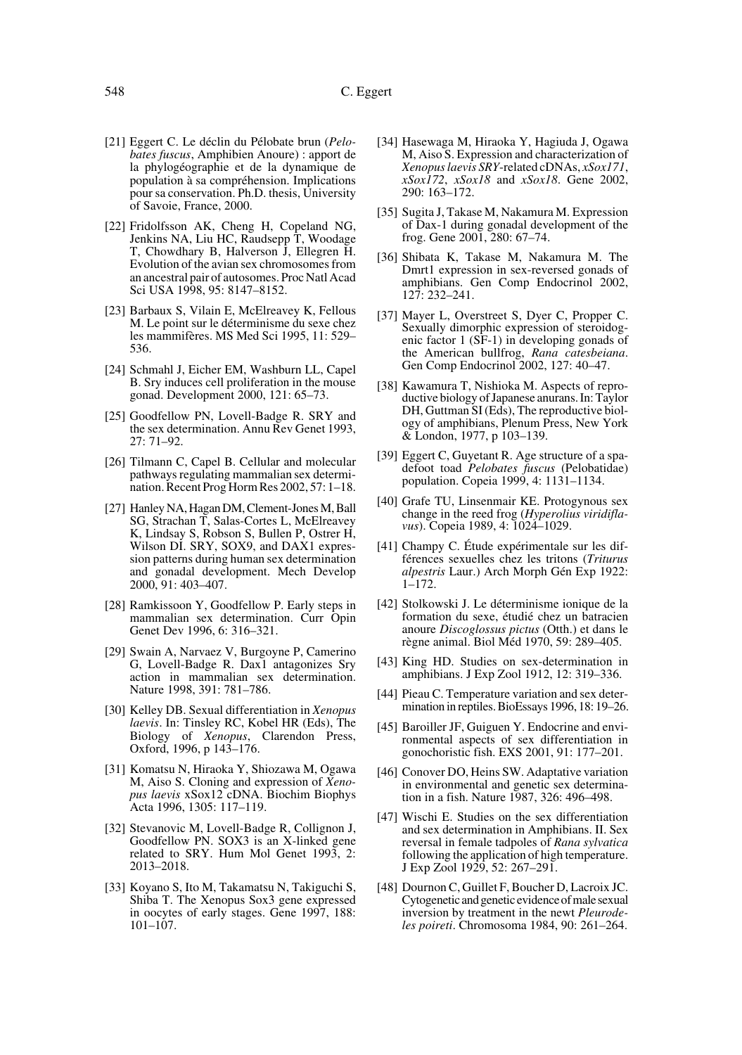[21] Eggert C. Le déclin du Pélobate brun (*Pelobates fuscus*, Amphibien Anoure) : apport de la phylogéographie et de la dynamique de population à sa compréhension. Implications pour sa conservation. Ph.D. thesis, University of Savoie, France, 2000.

[22] Fridolfsson AK, Cheng H, Copeland NG, Jenkins NA, Liu HC, Raudsepp T, Woodage T, Chowdhary B, Halverson J, Ellegren H. Evolution of the avian sex chromosomes from an ancestral pair of autosomes. Proc Natl Acad Sci USA 1998, 95: 8147–8152.

[23] Barbaux S, Vilain E, McElreavey K, Fellous M. Le point sur le déterminisme du sexe chez les mammifères. MS Med Sci 1995, 11: 529–536.

[24] Schmahl J, Eicher EM, Washburn LL, Capel B. Sry induces cell proliferation in the mouse gonad. Development 2000, 121: 65–73.

[25] Goodfellow PN, Lovell-Badge R. SRY and the sex determination. Annu Rev Genet 1993, 27: 71–92.

[26] Tilmann C, Capel B. Cellular and molecular pathways regulating mammalian sex determination. Recent Prog Horm Res 2002, 57: 1–18.

[27] Hanley NA, Hagan DM, Clement-Jones M, Ball SG, Strachan T, Salas-Cortes L, McElreavey K, Lindsay S, Robson S, Bullen P, Ostrer H, Wilson DI. SRY, SOX9, and DAX1 expression patterns during human sex determination and gonadal development. Mech Develop 2000, 91: 403–407.

[28] Ramkissoon Y, Goodfellow P. Early steps in mammalian sex determination. Curr Opin Genet Dev 1996, 6: 316–321.

[29] Swain A, Narvaez V, Burgoyne P, Camerino G, Lovell-Badge R. Dax1 antagonizes Sry action in mammalian sex determination. Nature 1998, 391: 781–786.

[30] Kelley DB. Sexual differentiation in *Xenopus laevis*. In: Tinsley RC, Kobel HR (Eds), The Biology of *Xenopus*, Clarendon Press, Oxford, 1996, p 143–176.

[31] Komatsu N, Hiraoka Y, Shiozawa M, Ogawa M, Aiso S. Cloning and expression of *Xenopus laevis* xSox12 cDNA. Biochim Biophys Acta 1996, 1305: 117–119.

[32] Stevanovic M, Lovell-Badge R, Collignon J, Goodfellow PN. SOX3 is an X-linked gene related to SRY. Hum Mol Genet 1993, 2: 2013–2018.

[33] Koyano S, Ito M, Takamatsu N, Takiguchi S, Shiba T. The Xenopus Sox3 gene expressed in oocytes of early stages. Gene 1997, 188: 101–107.

[34] Hasewaga M, Hiraoka Y, Hagiuda J, Ogawa M, Aiso S. Expression and characterization of *Xenopus laevis SRY*-related cDNAs, *xSox171*, *xSox172*, *xSox18* and *xSox18*. Gene 2002, 290: 163–172.

[35] Sugita J, Takase M, Nakamura M. Expression of Dax-1 during gonadal development of the frog. Gene 2001, 280: 67–74.

[36] Shibata K, Takase M, Nakamura M. The Dmrt1 expression in sex-reversed gonads of amphibians. Gen Comp Endocrinol 2002, 127: 232–241.

[37] Mayer L, Overstreet S, Dyer C, Propper C. Sexually dimorphic expression of steroidogenic factor 1 (SF-1) in developing gonads of the American bullfrog, *Rana catesbeiana*. Gen Comp Endocrinol 2002, 127: 40–47.

[38] Kawamura T, Nishioka M. Aspects of reproductive biology of Japanese anurans. In: Taylor DH, Guttman SI (Eds), The reproductive biology of amphibians, Plenum Press, New York & London, 1977, p 103–139.

[39] Eggert C, Guyetant R. Age structure of a spadefoot toad *Pelobates fuscus* (Pelobatidae) population. Copeia 1999, 4: 1131–1134.

[40] Grafe TU, Linsenmair KE. Protogynous sex change in the reed frog (*Hyperolius viridiflavus*). Copeia 1989, 4: 1024–1029.

[41] Champy C. Étude expérimentale sur les différences sexuelles chez les tritons (*Triturus alpestris* Laur.) Arch Morph Gén Exp 1922: 1–172.

[42] Stolkowski J. Le déterminisme ionique de la formation du sexe, étudié chez un batracien anoure *Discoglossus pictus* (Otth.) et dans le règne animal. Biol Méd 1970, 59: 289–405.

[43] King HD. Studies on sex-determination in amphibians. J Exp Zool 1912, 12: 319–336.

[44] Pieau C. Temperature variation and sex determination in reptiles. BioEssays 1996, 18: 19–26.

[45] Baroiller JF, Guiguen Y. Endocrine and environmental aspects of sex differentiation in gonochoristic fish. EXS 2001, 91: 177–201.

[46] Conover DO, Heins SW. Adaptative variation in environmental and genetic sex determination in a fish. Nature 1987, 326: 496–498.

[47] Wischi E. Studies on the sex differentiation and sex determination in Amphibians. II. Sex reversal in female tadpoles of *Rana sylvatica* following the application of high temperature. J Exp Zool 1929, 52: 267–291.

[48] Dournon C, Guillet F, Boucher D, Lacroix JC. Cytogenetic and genetic evidence of male sexual inversion by treatment in the newt *Pleurodeles poireti*. Chromosoma 1984, 90: 261–264.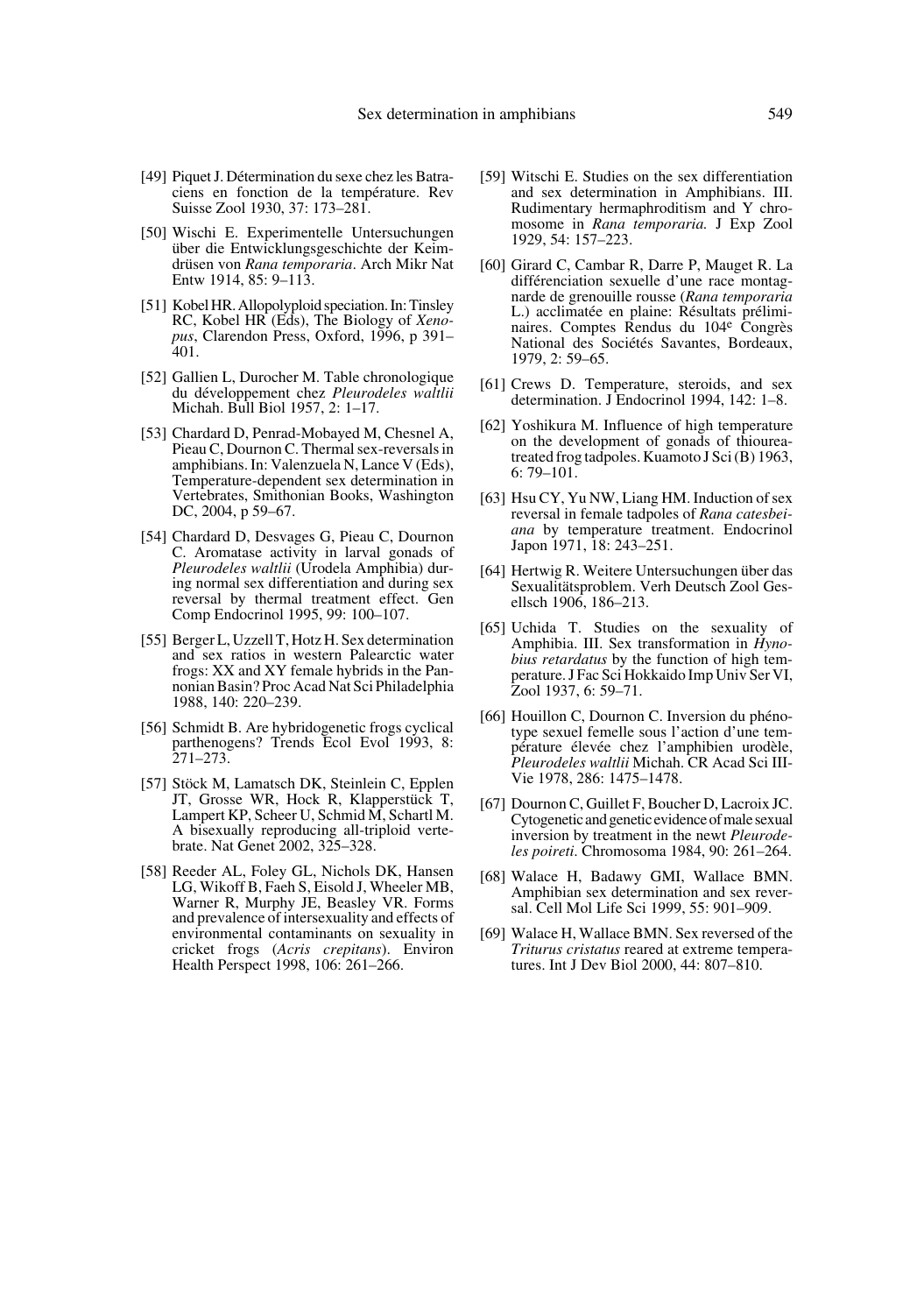[49] Piquet J. Détermination du sexe chez les Batraciens en fonction de la température. Rev Suisse Zool 1930, 37: 173–281.

[50] Wischi E. Experimentelle Untersuchungen über die Entwicklungsgeschichte der Keimdrüsen von *Rana temporaria*. Arch Mikr Nat Entw 1914, 85: 9–113.

[51] Kobel HR. Allopolyploid speciation. In: Tinsley RC, Kobel HR (Eds), The Biology of *Xenopus*, Clarendon Press, Oxford, 1996, p 391–401.

[52] Gallien L, Durocher M. Table chronologique du développement chez *Pleurodeles waltlii* Michah. Bull Biol 1957, 2: 1–17.

[53] Chardard D, Penrad-Mobayed M, Chesnel A, Pieau C, Dournon C. Thermal sex-reversals in amphibians. In: Valenzuela N, Lance V (Eds), Temperature-dependent sex determination in Vertebrates, Smithonian Books, Washington DC, 2004, p 59–67.

[54] Chardard D, Desvages G, Pieau C, Dournon C. Aromatase activity in larval gonads of *Pleurodeles waltlii* (Urodela Amphibia) during normal sex differentiation and during sex reversal by thermal treatment effect. Gen Comp Endocrinol 1995, 99: 100–107.

[55] Berger L, Uzzell T, Hotz H. Sex determination and sex ratios in western Palearctic water frogs: XX and XY female hybrids in the Pannonian Basin? Proc Acad Nat Sci Philadelphia 1988, 140: 220–239.

[56] Schmidt B. Are hybridogenetic frogs cyclical parthenogens? Trends Ecol Evol 1993, 8: 271–273.

[57] Stöck M, Lamatsch DK, Steinlein C, Epplen JT, Grosse WR, Hock R, Klapperstück T, Lampert KP, Scheer U, Schmid M, Schartl M. A bisexually reproducing all-triploid vertebrate. Nat Genet 2002, 325–328.

[58] Reeder AL, Foley GL, Nichols DK, Hansen LG, Wikoff B, Faeh S, Eisold J, Wheeler MB, Warner R, Murphy JE, Beasley VR. Forms and prevalence of intersexuality and effects of environmental contaminants on sexuality in cricket frogs (*Acris crepitans*). Environ Health Perspect 1998, 106: 261–266.

[59] Witschi E. Studies on the sex differentiation and sex determination in Amphibians. III. Rudimentary hermaphroditism and Y chromosome in *Rana temporaria.* J Exp Zool 1929, 54: 157–223.

[60] Girard C, Cambar R, Darre P, Mauget R. La différenciation sexuelle d'une race montagnarde de grenouille rousse (*Rana temporaria* L.) acclimatée en plaine: Résultats préliminaires. Comptes Rendus du 104[e] Congrès National des Sociétés Savantes, Bordeaux, 1979, 2: 59–65.

[61] Crews D. Temperature, steroids, and sex determination. J Endocrinol 1994, 142: 1–8.

[62] Yoshikura M. Influence of high temperature on the development of gonads of thiourea-treated frog tadpoles. Kuamoto J Sci (B) 1963, 6: 79–101.

[63] Hsu CY, Yu NW, Liang HM. Induction of sex reversal in female tadpoles of *Rana catesbeiana* by temperature treatment. Endocrinol Japon 1971, 18: 243–251.

[64] Hertwig R. Weitere Untersuchungen über das Sexualitätsproblem. Verh Deutsch Zool Gesellsch 1906, 186–213.

[65] Uchida T. Studies on the sexuality of Amphibia. III. Sex transformation in *Hynobius retardatus* by the function of high temperature. J Fac Sci Hokkaido Imp Univ Ser VI, Zool 1937, 6: 59–71.

[66] Houillon C, Dournon C. Inversion du phénotype sexuel femelle sous l'action d'une température élevée chez l'amphibien urodèle, *Pleurodeles waltlii* Michah. CR Acad Sci III-Vie 1978, 286: 1475–1478.

[67] Dournon C, Guillet F, Boucher D, Lacroix JC. Cytogenetic and genetic evidence of male sexual inversion by treatment in the newt *Pleurodeles poireti*. Chromosoma 1984, 90: 261–264.

[68] Walace H, Badawy GMI, Wallace BMN. Amphibian sex determination and sex reversal. Cell Mol Life Sci 1999, 55: 901–909.

[69] Walace H, Wallace BMN. Sex reversed of the *Triturus cristatus* reared at extreme temperatures. Int J Dev Biol 2000, 44: 807–810.